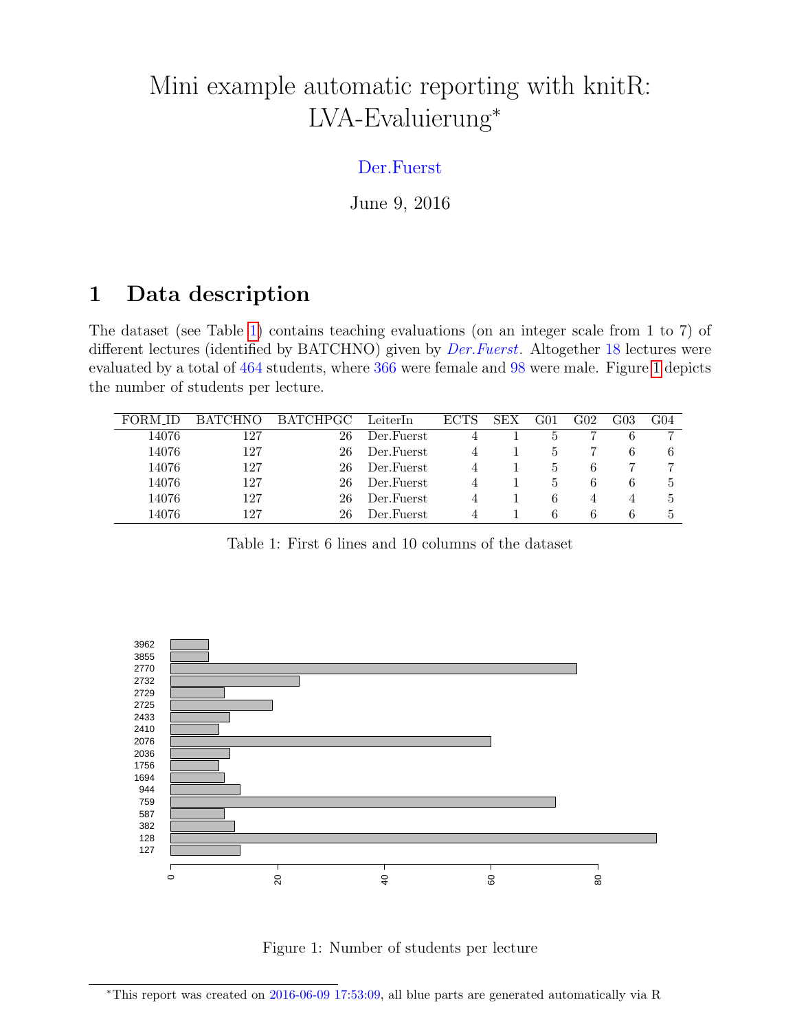# Mini example automatic reporting with knitR: LVA-Evaluierung*

Der.Fuerst

June 9, 2016

## 1 Data description

The dataset (see Table 1) contains teaching evaluations (on an integer scale from 1 to 7) of different lectures (identified by BATCHNO) given by *Der.Fuerst*. Altogether 18 lectures were evaluated by a total of 464 students, where 366 were female and 98 were male. Figure 1 depicts the number of students per lecture.

| FORM_ID | BATCHNO | BATCHPGC | LeiterIn | ECTS | SEX | G01 | G02 | G03 | G04 |
|---|---|---|---|---|---|---|---|---|---|
| 14076 | 127 | 26 | Der.Fuerst | 4 | 1 | 5 | 7 | 6 | 7 |
| 14076 | 127 | 26 | Der.Fuerst | 4 | 1 | 5 | 7 | 6 | 6 |
| 14076 | 127 | 26 | Der.Fuerst | 4 | 1 | 5 | 6 | 7 | 7 |
| 14076 | 127 | 26 | Der.Fuerst | 4 | 1 | 5 | 6 | 6 | 5 |
| 14076 | 127 | 26 | Der.Fuerst | 4 | 1 | 6 | 4 | 4 | 5 |
| 14076 | 127 | 26 | Der.Fuerst | 4 | 1 | 6 | 6 | 6 | 5 |

Table 1: First 6 lines and 10 columns of the dataset

Figure 1: Number of students per lecture

*This report was created on 2016-06-09 17:53:09, all blue parts are generated automatically via R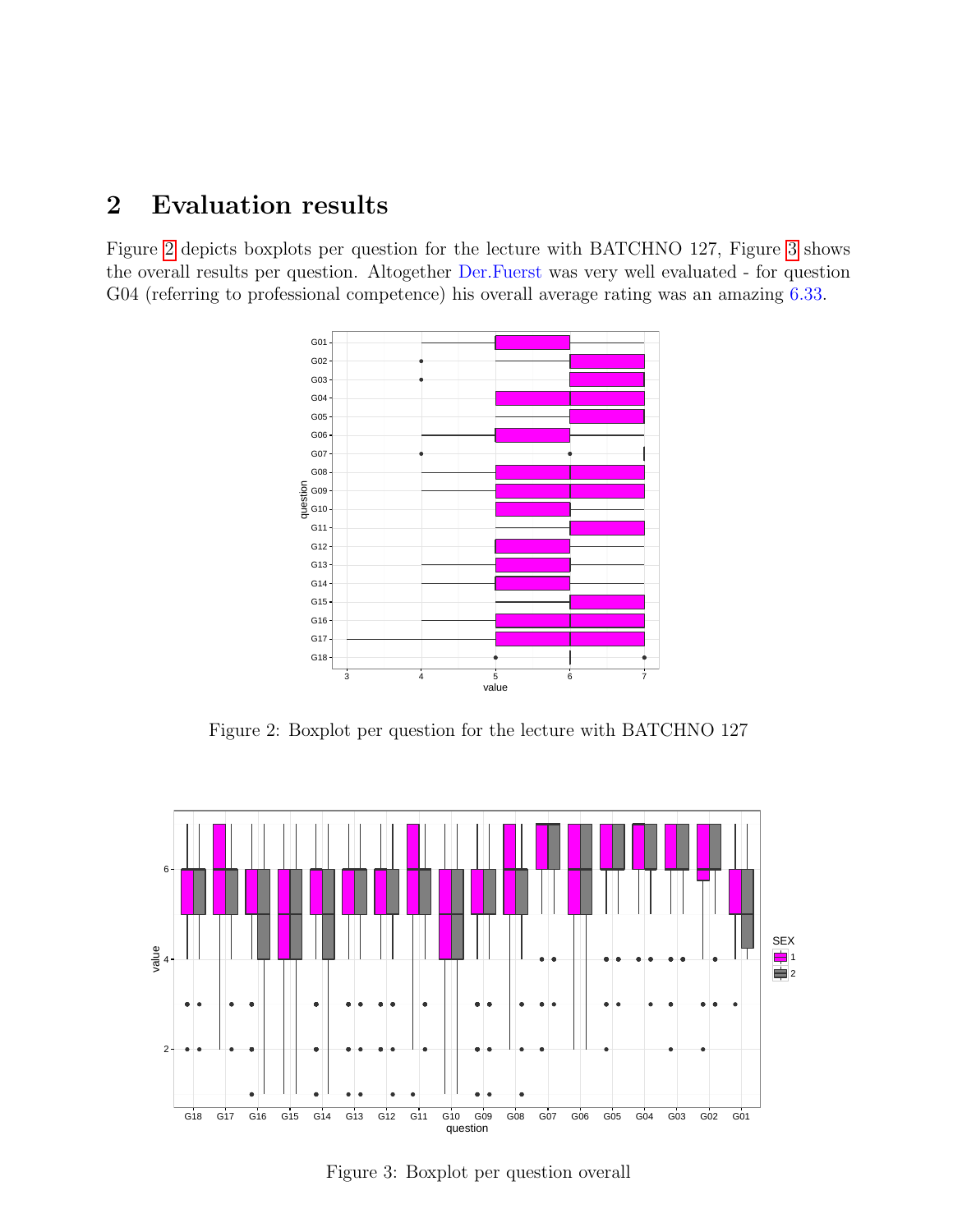# 2 Evaluation results

Figure 2 depicts boxplots per question for the lecture with BATCHNO 127, Figure 3 shows the overall results per question. Altogether Der.Fuerst was very well evaluated - for question G04 (referring to professional competence) his overall average rating was an amazing 6.33.

question

G01
G02
G03
G04
G05
G06
G07
G08
G09
G10
G11
G12
G13
G14
G15
G16
G17
G18

3
4
5
6
7

value

Figure 2: Boxplot per question for the lecture with BATCHNO 127

value

6
4
2

G18
G17
G16
G15
G14
G13
G12
G11
G10
G09
G08
G07
G06
G05
G04
G03
G02
G01

question

SEX
1
2

Figure 3: Boxplot per question overall